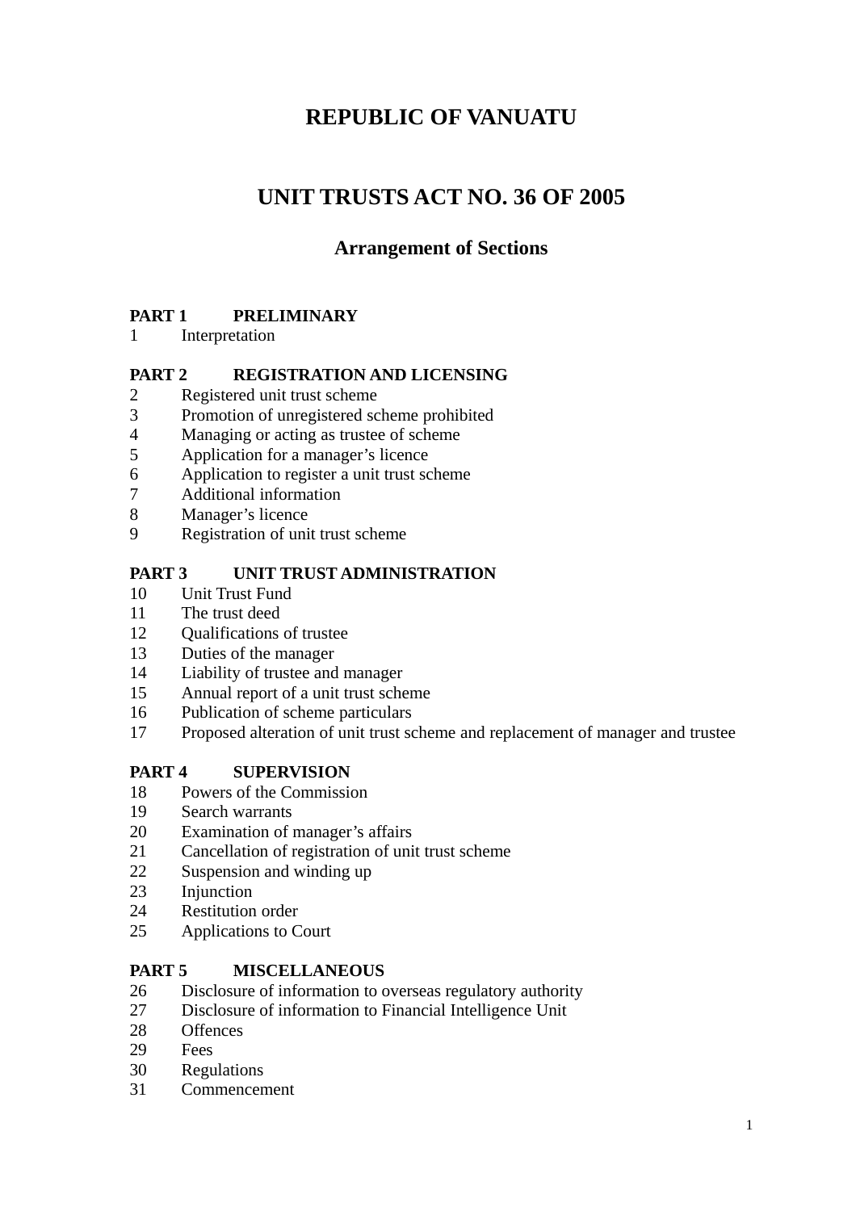# REPUBLIC OF VANUATU

# UNIT TRUSTS ACT NO. 36 OF 2005

## Arrangement of Sections

**PART 1 PRELIMINARY**

1 Interpretation

**PART 2 REGISTRATION AND LICENSING**

2 Registered unit trust scheme
3 Promotion of unregistered scheme prohibited
4 Managing or acting as trustee of scheme
5 Application for a manager's licence
6 Application to register a unit trust scheme
7 Additional information
8 Manager's licence
9 Registration of unit trust scheme

**PART 3 UNIT TRUST ADMINISTRATION**

10 Unit Trust Fund
11 The trust deed
12 Qualifications of trustee
13 Duties of the manager
14 Liability of trustee and manager
15 Annual report of a unit trust scheme
16 Publication of scheme particulars
17 Proposed alteration of unit trust scheme and replacement of manager and trustee

**PART 4 SUPERVISION**

18 Powers of the Commission
19 Search warrants
20 Examination of manager's affairs
21 Cancellation of registration of unit trust scheme
22 Suspension and winding up
23 Injunction
24 Restitution order
25 Applications to Court

**PART 5 MISCELLANEOUS**

26 Disclosure of information to overseas regulatory authority
27 Disclosure of information to Financial Intelligence Unit
28 Offences
29 Fees
30 Regulations
31 Commencement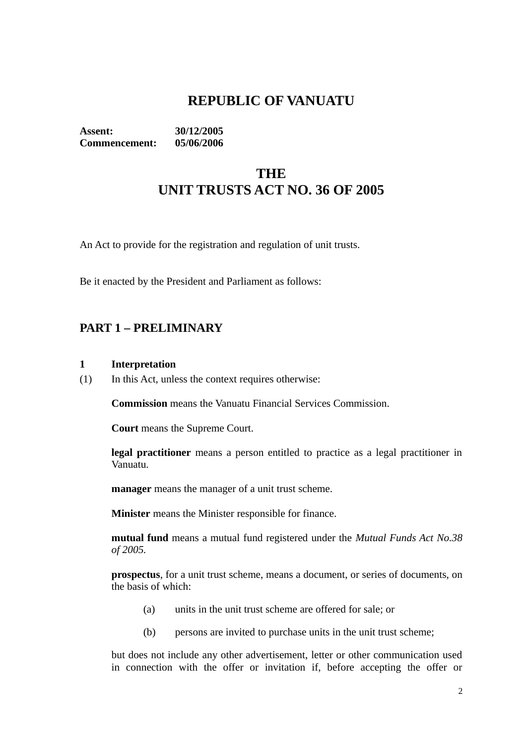# REPUBLIC OF VANUATU

**Assent:** 30/12/2005
**Commencement:** 05/06/2006

# THE UNIT TRUSTS ACT NO. 36 OF 2005

An Act to provide for the registration and regulation of unit trusts.

Be it enacted by the President and Parliament as follows:

## PART 1 – PRELIMINARY

### 1 Interpretation

(1) In this Act, unless the context requires otherwise:

**Commission** means the Vanuatu Financial Services Commission.

**Court** means the Supreme Court.

**legal practitioner** means a person entitled to practice as a legal practitioner in Vanuatu.

**manager** means the manager of a unit trust scheme.

**Minister** means the Minister responsible for finance.

**mutual fund** means a mutual fund registered under the *Mutual Funds Act No.38 of 2005.*

**prospectus**, for a unit trust scheme, means a document, or series of documents, on the basis of which:

(a) units in the unit trust scheme are offered for sale; or

(b) persons are invited to purchase units in the unit trust scheme;

but does not include any other advertisement, letter or other communication used in connection with the offer or invitation if, before accepting the offer or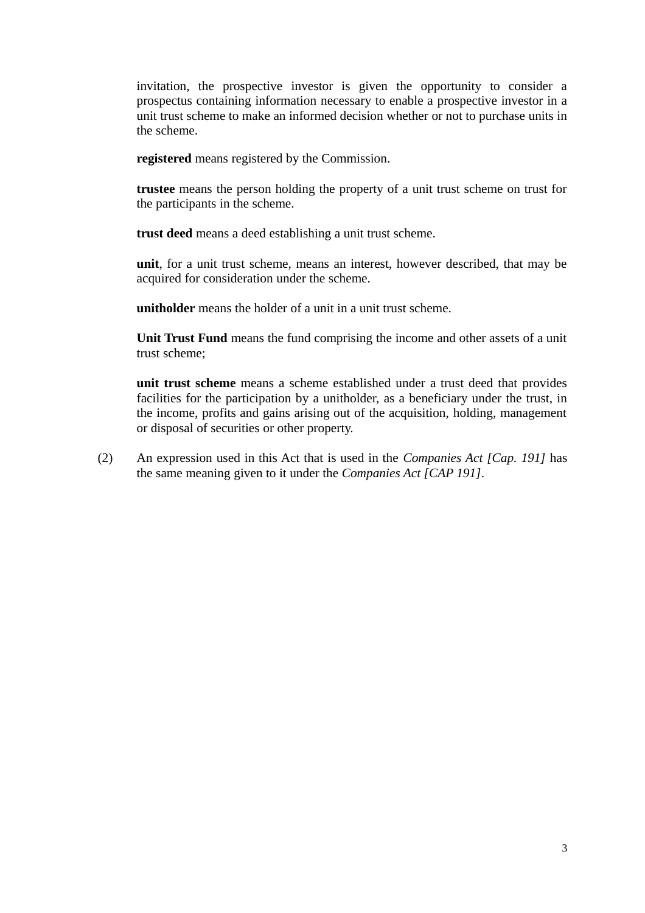invitation, the prospective investor is given the opportunity to consider a prospectus containing information necessary to enable a prospective investor in a unit trust scheme to make an informed decision whether or not to purchase units in the scheme.

**registered** means registered by the Commission.

**trustee** means the person holding the property of a unit trust scheme on trust for the participants in the scheme.

**trust deed** means a deed establishing a unit trust scheme.

**unit**, for a unit trust scheme, means an interest, however described, that may be acquired for consideration under the scheme.

**unitholder** means the holder of a unit in a unit trust scheme.

**Unit Trust Fund** means the fund comprising the income and other assets of a unit trust scheme;

**unit trust scheme** means a scheme established under a trust deed that provides facilities for the participation by a unitholder, as a beneficiary under the trust, in the income, profits and gains arising out of the acquisition, holding, management or disposal of securities or other property.

(2) An expression used in this Act that is used in the *Companies Act [Cap. 191]* has the same meaning given to it under the *Companies Act [CAP 191]*.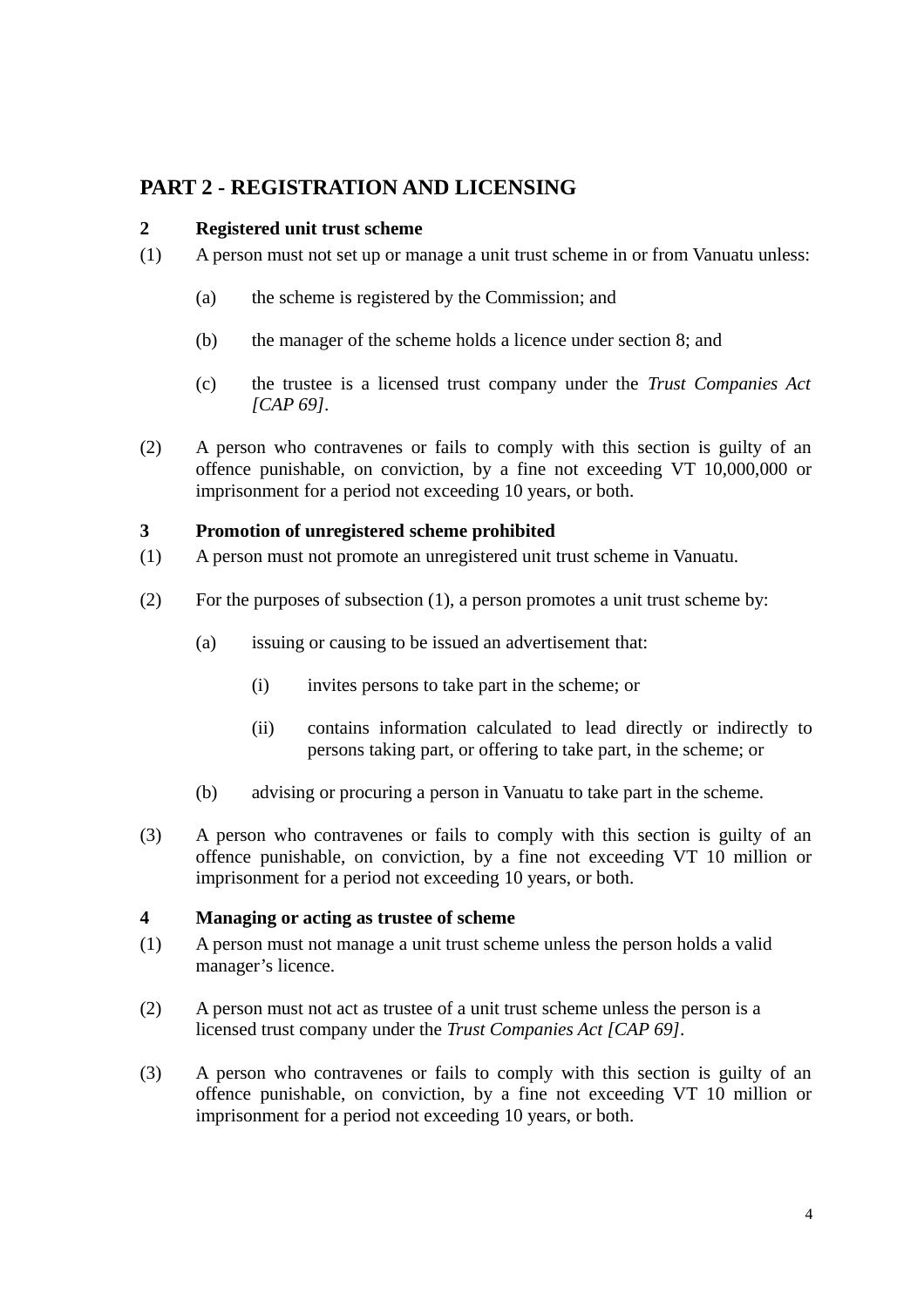## PART 2 - REGISTRATION AND LICENSING

### 2 Registered unit trust scheme

(1) A person must not set up or manage a unit trust scheme in or from Vanuatu unless:

(a) the scheme is registered by the Commission; and

(b) the manager of the scheme holds a licence under section 8; and

(c) the trustee is a licensed trust company under the *Trust Companies Act [CAP 69]*.

(2) A person who contravenes or fails to comply with this section is guilty of an offence punishable, on conviction, by a fine not exceeding VT 10,000,000 or imprisonment for a period not exceeding 10 years, or both.

### 3 Promotion of unregistered scheme prohibited

(1) A person must not promote an unregistered unit trust scheme in Vanuatu.

(2) For the purposes of subsection (1), a person promotes a unit trust scheme by:

(a) issuing or causing to be issued an advertisement that:

(i) invites persons to take part in the scheme; or

(ii) contains information calculated to lead directly or indirectly to persons taking part, or offering to take part, in the scheme; or

(b) advising or procuring a person in Vanuatu to take part in the scheme.

(3) A person who contravenes or fails to comply with this section is guilty of an offence punishable, on conviction, by a fine not exceeding VT 10 million or imprisonment for a period not exceeding 10 years, or both.

### 4 Managing or acting as trustee of scheme

(1) A person must not manage a unit trust scheme unless the person holds a valid manager's licence.

(2) A person must not act as trustee of a unit trust scheme unless the person is a licensed trust company under the *Trust Companies Act [CAP 69]*.

(3) A person who contravenes or fails to comply with this section is guilty of an offence punishable, on conviction, by a fine not exceeding VT 10 million or imprisonment for a period not exceeding 10 years, or both.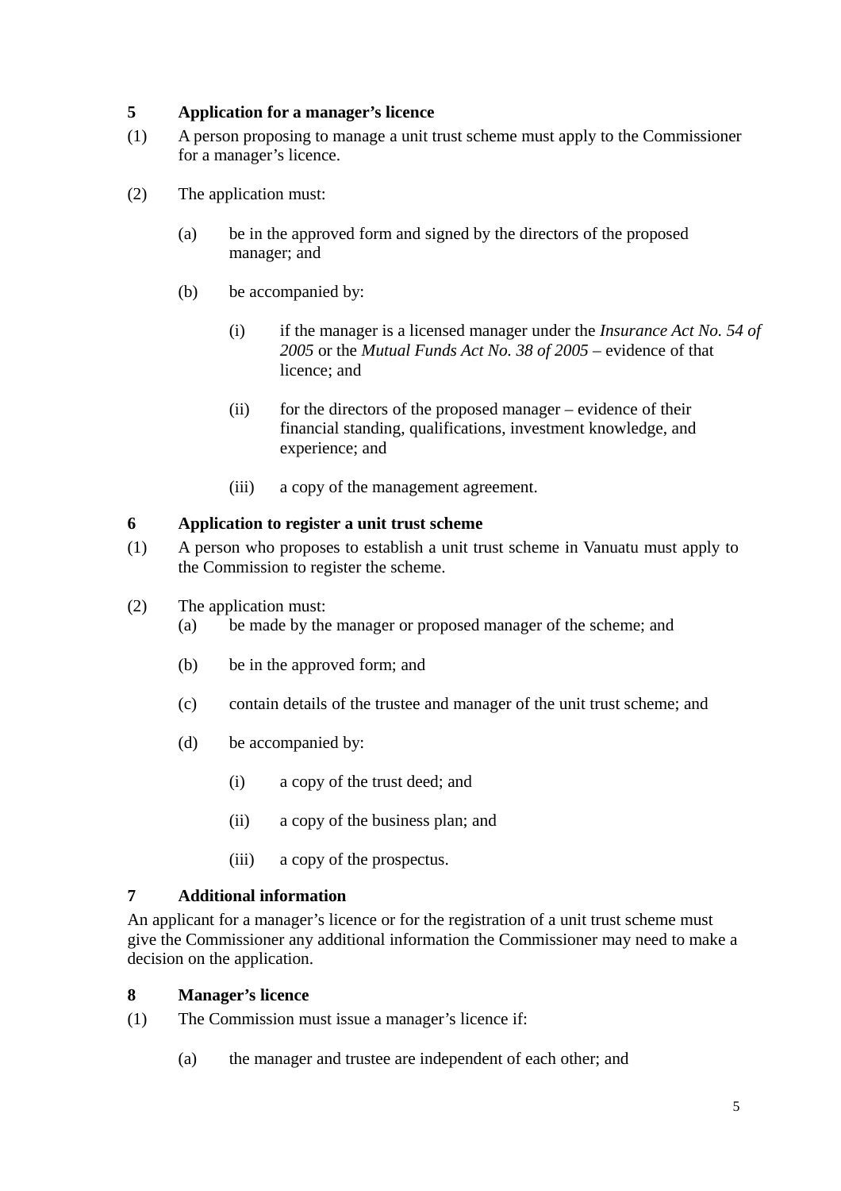**5 Application for a manager's licence**

(1) A person proposing to manage a unit trust scheme must apply to the Commissioner for a manager's licence.

(2) The application must:

(a) be in the approved form and signed by the directors of the proposed manager; and

(b) be accompanied by:

(i) if the manager is a licensed manager under the *Insurance Act No. 54 of 2005* or the *Mutual Funds Act No. 38 of 2005* – evidence of that licence; and

(ii) for the directors of the proposed manager – evidence of their financial standing, qualifications, investment knowledge, and experience; and

(iii) a copy of the management agreement.

**6 Application to register a unit trust scheme**

(1) A person who proposes to establish a unit trust scheme in Vanuatu must apply to the Commission to register the scheme.

(2) The application must:

(a) be made by the manager or proposed manager of the scheme; and

(b) be in the approved form; and

(c) contain details of the trustee and manager of the unit trust scheme; and

(d) be accompanied by:

(i) a copy of the trust deed; and

(ii) a copy of the business plan; and

(iii) a copy of the prospectus.

**7 Additional information**

An applicant for a manager's licence or for the registration of a unit trust scheme must give the Commissioner any additional information the Commissioner may need to make a decision on the application.

**8 Manager's licence**

(1) The Commission must issue a manager's licence if:

(a) the manager and trustee are independent of each other; and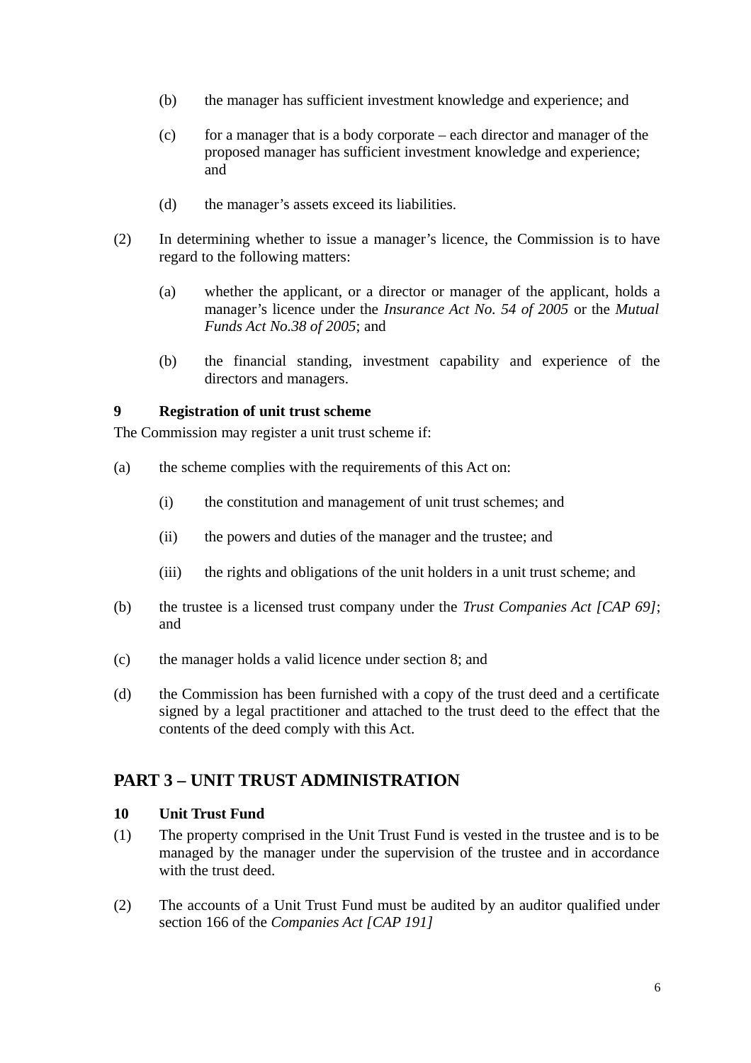(b) the manager has sufficient investment knowledge and experience; and

(c) for a manager that is a body corporate – each director and manager of the proposed manager has sufficient investment knowledge and experience; and

(d) the manager's assets exceed its liabilities.

(2) In determining whether to issue a manager's licence, the Commission is to have regard to the following matters:

(a) whether the applicant, or a director or manager of the applicant, holds a manager's licence under the *Insurance Act No. 54 of 2005* or the *Mutual Funds Act No.38 of 2005*; and

(b) the financial standing, investment capability and experience of the directors and managers.

**9 Registration of unit trust scheme**

The Commission may register a unit trust scheme if:

(a) the scheme complies with the requirements of this Act on:

(i) the constitution and management of unit trust schemes; and

(ii) the powers and duties of the manager and the trustee; and

(iii) the rights and obligations of the unit holders in a unit trust scheme; and

(b) the trustee is a licensed trust company under the *Trust Companies Act [CAP 69]*; and

(c) the manager holds a valid licence under section 8; and

(d) the Commission has been furnished with a copy of the trust deed and a certificate signed by a legal practitioner and attached to the trust deed to the effect that the contents of the deed comply with this Act.

## PART 3 – UNIT TRUST ADMINISTRATION

**10 Unit Trust Fund**

(1) The property comprised in the Unit Trust Fund is vested in the trustee and is to be managed by the manager under the supervision of the trustee and in accordance with the trust deed.

(2) The accounts of a Unit Trust Fund must be audited by an auditor qualified under section 166 of the *Companies Act [CAP 191]*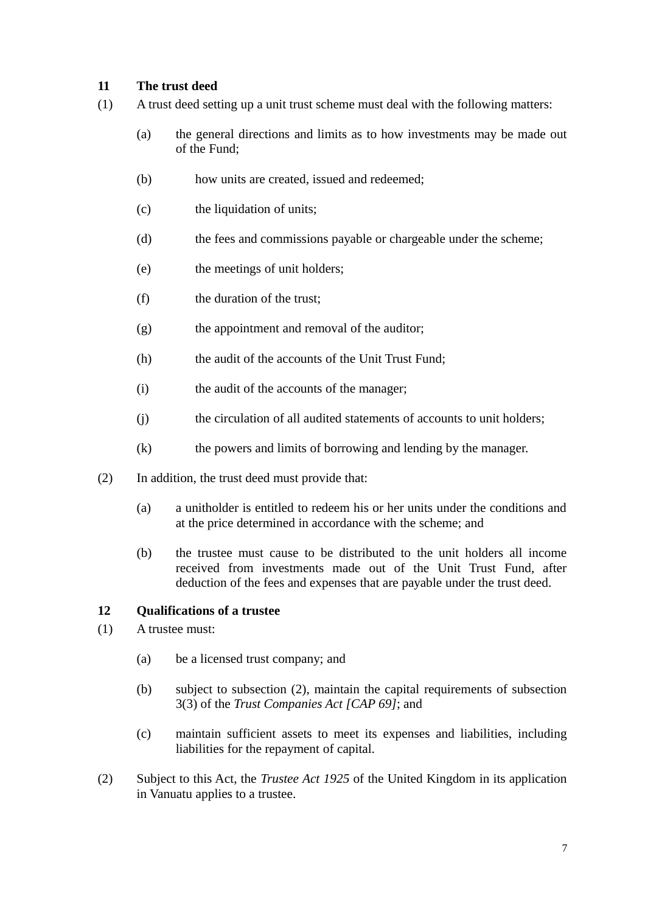## 11 The trust deed

(1) A trust deed setting up a unit trust scheme must deal with the following matters:

(a) the general directions and limits as to how investments may be made out of the Fund;

(b) how units are created, issued and redeemed;

(c) the liquidation of units;

(d) the fees and commissions payable or chargeable under the scheme;

(e) the meetings of unit holders;

(f) the duration of the trust;

(g) the appointment and removal of the auditor;

(h) the audit of the accounts of the Unit Trust Fund;

(i) the audit of the accounts of the manager;

(j) the circulation of all audited statements of accounts to unit holders;

(k) the powers and limits of borrowing and lending by the manager.

(2) In addition, the trust deed must provide that:

(a) a unitholder is entitled to redeem his or her units under the conditions and at the price determined in accordance with the scheme; and

(b) the trustee must cause to be distributed to the unit holders all income received from investments made out of the Unit Trust Fund, after deduction of the fees and expenses that are payable under the trust deed.

## 12 Qualifications of a trustee

(1) A trustee must:

(a) be a licensed trust company; and

(b) subject to subsection (2), maintain the capital requirements of subsection 3(3) of the *Trust Companies Act [CAP 69]*; and

(c) maintain sufficient assets to meet its expenses and liabilities, including liabilities for the repayment of capital.

(2) Subject to this Act, the *Trustee Act 1925* of the United Kingdom in its application in Vanuatu applies to a trustee.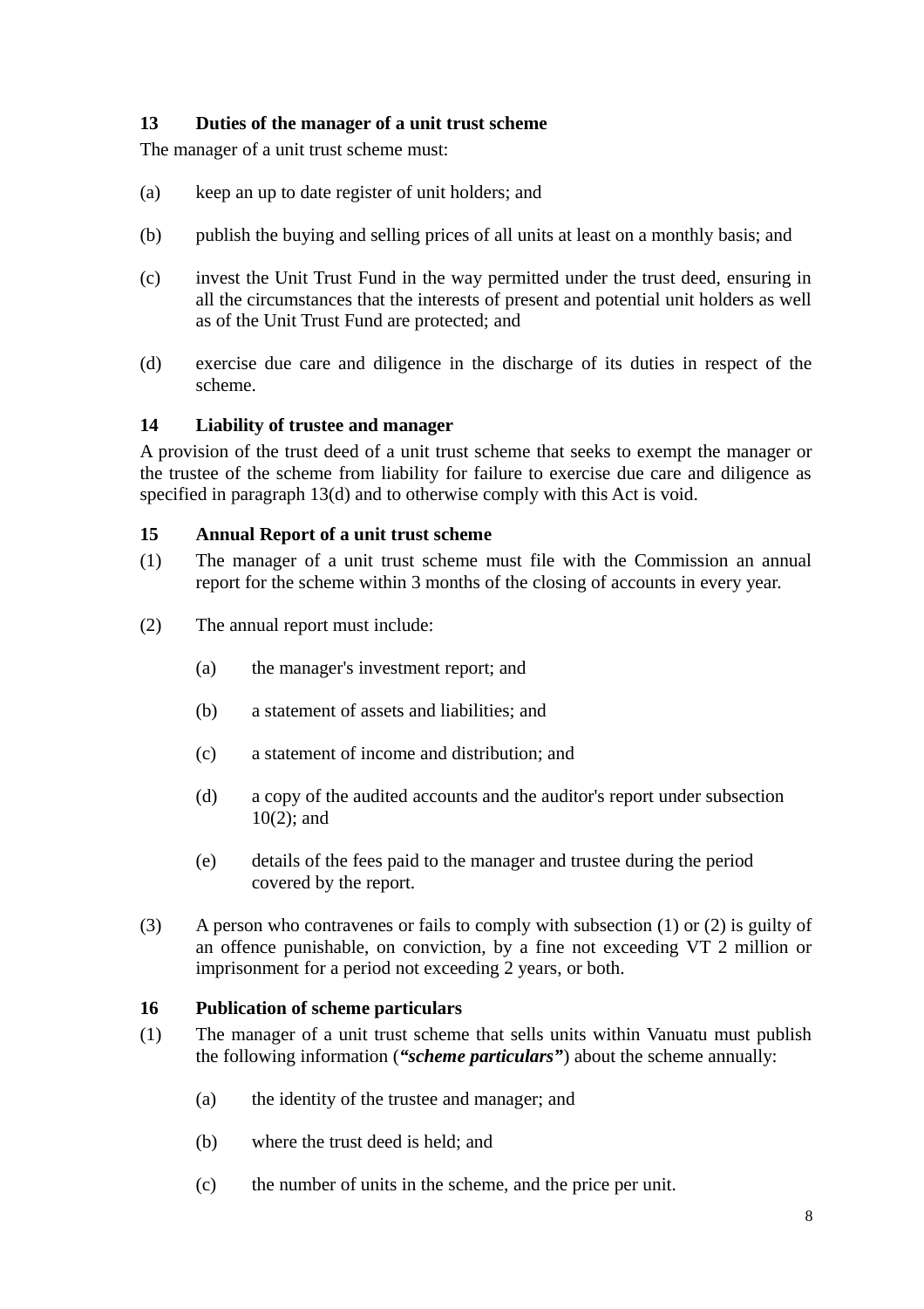### 13 Duties of the manager of a unit trust scheme

The manager of a unit trust scheme must:

(a) keep an up to date register of unit holders; and

(b) publish the buying and selling prices of all units at least on a monthly basis; and

(c) invest the Unit Trust Fund in the way permitted under the trust deed, ensuring in all the circumstances that the interests of present and potential unit holders as well as of the Unit Trust Fund are protected; and

(d) exercise due care and diligence in the discharge of its duties in respect of the scheme.

### 14 Liability of trustee and manager

A provision of the trust deed of a unit trust scheme that seeks to exempt the manager or the trustee of the scheme from liability for failure to exercise due care and diligence as specified in paragraph 13(d) and to otherwise comply with this Act is void.

### 15 Annual Report of a unit trust scheme

(1) The manager of a unit trust scheme must file with the Commission an annual report for the scheme within 3 months of the closing of accounts in every year.

(2) The annual report must include:

  (a) the manager's investment report; and

  (b) a statement of assets and liabilities; and

  (c) a statement of income and distribution; and

  (d) a copy of the audited accounts and the auditor's report under subsection 10(2); and

  (e) details of the fees paid to the manager and trustee during the period covered by the report.

(3) A person who contravenes or fails to comply with subsection (1) or (2) is guilty of an offence punishable, on conviction, by a fine not exceeding VT 2 million or imprisonment for a period not exceeding 2 years, or both.

### 16 Publication of scheme particulars

(1) The manager of a unit trust scheme that sells units within Vanuatu must publish the following information (***"scheme particulars"***) about the scheme annually:

  (a) the identity of the trustee and manager; and

  (b) where the trust deed is held; and

  (c) the number of units in the scheme, and the price per unit.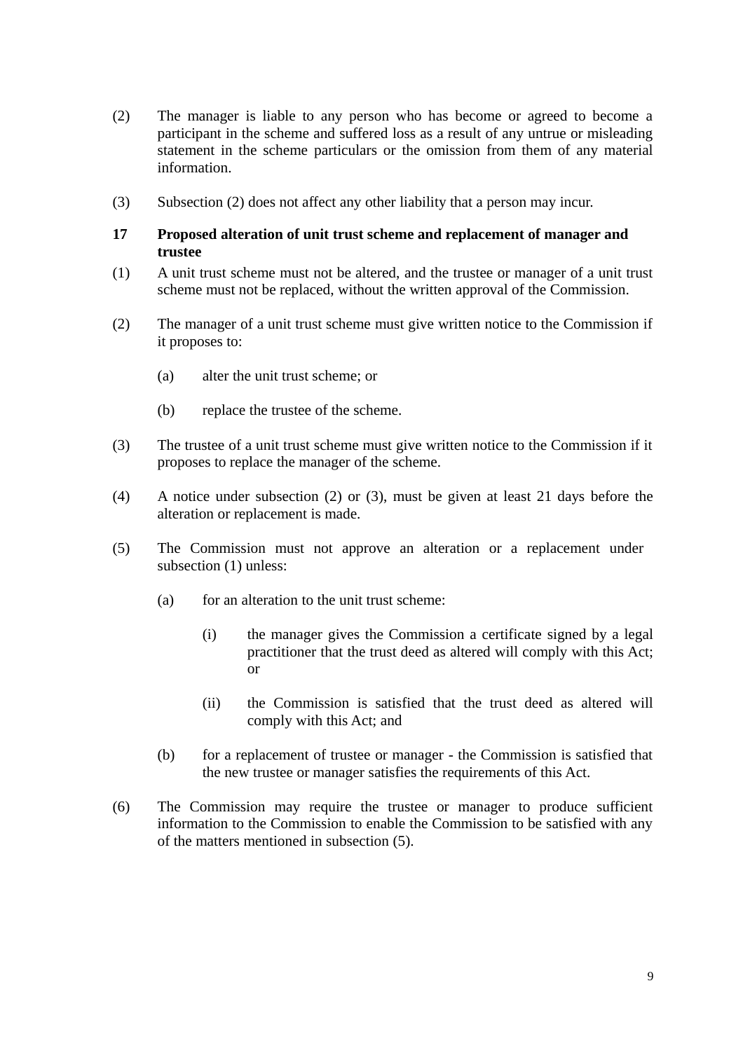(2) The manager is liable to any person who has become or agreed to become a participant in the scheme and suffered loss as a result of any untrue or misleading statement in the scheme particulars or the omission from them of any material information.

(3) Subsection (2) does not affect any other liability that a person may incur.

### 17 Proposed alteration of unit trust scheme and replacement of manager and trustee

(1) A unit trust scheme must not be altered, and the trustee or manager of a unit trust scheme must not be replaced, without the written approval of the Commission.

(2) The manager of a unit trust scheme must give written notice to the Commission if it proposes to:

- (a) alter the unit trust scheme; or
- (b) replace the trustee of the scheme.

(3) The trustee of a unit trust scheme must give written notice to the Commission if it proposes to replace the manager of the scheme.

(4) A notice under subsection (2) or (3), must be given at least 21 days before the alteration or replacement is made.

(5) The Commission must not approve an alteration or a replacement under subsection (1) unless:

- (a) for an alteration to the unit trust scheme:
  - (i) the manager gives the Commission a certificate signed by a legal practitioner that the trust deed as altered will comply with this Act; or
  - (ii) the Commission is satisfied that the trust deed as altered will comply with this Act; and
- (b) for a replacement of trustee or manager - the Commission is satisfied that the new trustee or manager satisfies the requirements of this Act.

(6) The Commission may require the trustee or manager to produce sufficient information to the Commission to enable the Commission to be satisfied with any of the matters mentioned in subsection (5).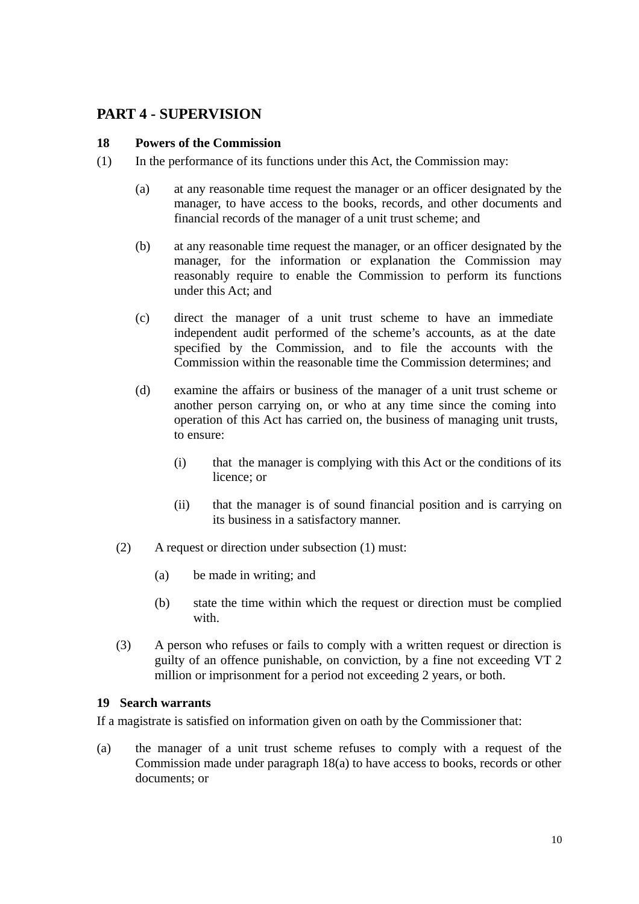## PART 4 - SUPERVISION

### 18 Powers of the Commission

(1) In the performance of its functions under this Act, the Commission may:

(a) at any reasonable time request the manager or an officer designated by the manager, to have access to the books, records, and other documents and financial records of the manager of a unit trust scheme; and

(b) at any reasonable time request the manager, or an officer designated by the manager, for the information or explanation the Commission may reasonably require to enable the Commission to perform its functions under this Act; and

(c) direct the manager of a unit trust scheme to have an immediate independent audit performed of the scheme's accounts, as at the date specified by the Commission, and to file the accounts with the Commission within the reasonable time the Commission determines; and

(d) examine the affairs or business of the manager of a unit trust scheme or another person carrying on, or who at any time since the coming into operation of this Act has carried on, the business of managing unit trusts, to ensure:

(i) that the manager is complying with this Act or the conditions of its licence; or

(ii) that the manager is of sound financial position and is carrying on its business in a satisfactory manner.

(2) A request or direction under subsection (1) must:

(a) be made in writing; and

(b) state the time within which the request or direction must be complied with.

(3) A person who refuses or fails to comply with a written request or direction is guilty of an offence punishable, on conviction, by a fine not exceeding VT 2 million or imprisonment for a period not exceeding 2 years, or both.

### 19 Search warrants

If a magistrate is satisfied on information given on oath by the Commissioner that:

(a) the manager of a unit trust scheme refuses to comply with a request of the Commission made under paragraph 18(a) to have access to books, records or other documents; or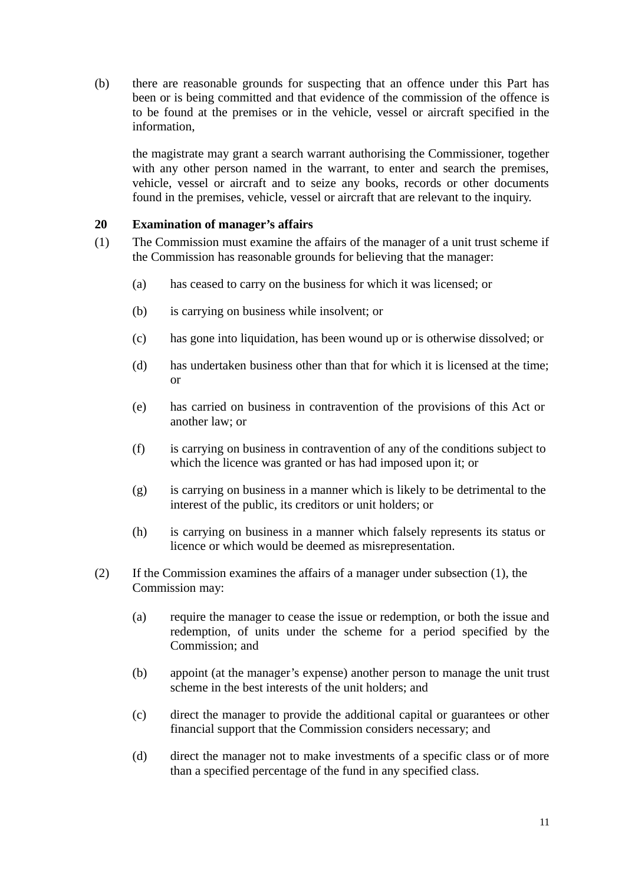(b) there are reasonable grounds for suspecting that an offence under this Part has been or is being committed and that evidence of the commission of the offence is to be found at the premises or in the vehicle, vessel or aircraft specified in the information,

the magistrate may grant a search warrant authorising the Commissioner, together with any other person named in the warrant, to enter and search the premises, vehicle, vessel or aircraft and to seize any books, records or other documents found in the premises, vehicle, vessel or aircraft that are relevant to the inquiry.

**20 Examination of manager's affairs**

(1) The Commission must examine the affairs of the manager of a unit trust scheme if the Commission has reasonable grounds for believing that the manager:

(a) has ceased to carry on the business for which it was licensed; or

(b) is carrying on business while insolvent; or

(c) has gone into liquidation, has been wound up or is otherwise dissolved; or

(d) has undertaken business other than that for which it is licensed at the time; or

(e) has carried on business in contravention of the provisions of this Act or another law; or

(f) is carrying on business in contravention of any of the conditions subject to which the licence was granted or has had imposed upon it; or

(g) is carrying on business in a manner which is likely to be detrimental to the interest of the public, its creditors or unit holders; or

(h) is carrying on business in a manner which falsely represents its status or licence or which would be deemed as misrepresentation.

(2) If the Commission examines the affairs of a manager under subsection (1), the Commission may:

(a) require the manager to cease the issue or redemption, or both the issue and redemption, of units under the scheme for a period specified by the Commission; and

(b) appoint (at the manager's expense) another person to manage the unit trust scheme in the best interests of the unit holders; and

(c) direct the manager to provide the additional capital or guarantees or other financial support that the Commission considers necessary; and

(d) direct the manager not to make investments of a specific class or of more than a specified percentage of the fund in any specified class.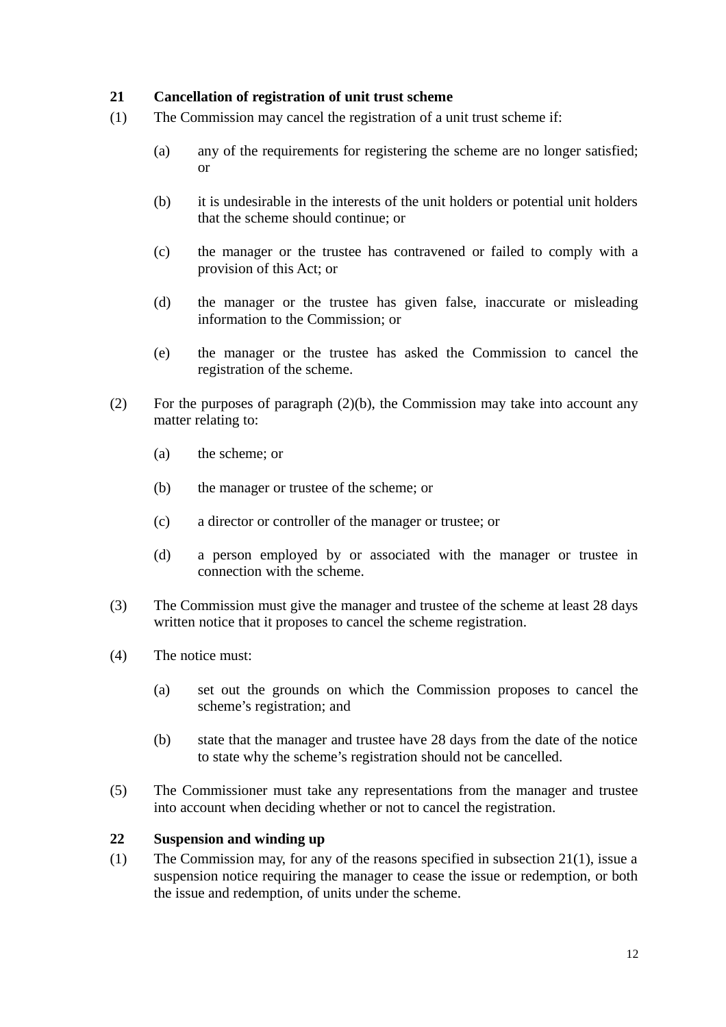### 21 Cancellation of registration of unit trust scheme

(1) The Commission may cancel the registration of a unit trust scheme if:

(a) any of the requirements for registering the scheme are no longer satisfied; or

(b) it is undesirable in the interests of the unit holders or potential unit holders that the scheme should continue; or

(c) the manager or the trustee has contravened or failed to comply with a provision of this Act; or

(d) the manager or the trustee has given false, inaccurate or misleading information to the Commission; or

(e) the manager or the trustee has asked the Commission to cancel the registration of the scheme.

(2) For the purposes of paragraph (2)(b), the Commission may take into account any matter relating to:

(a) the scheme; or

(b) the manager or trustee of the scheme; or

(c) a director or controller of the manager or trustee; or

(d) a person employed by or associated with the manager or trustee in connection with the scheme.

(3) The Commission must give the manager and trustee of the scheme at least 28 days written notice that it proposes to cancel the scheme registration.

(4) The notice must:

(a) set out the grounds on which the Commission proposes to cancel the scheme's registration; and

(b) state that the manager and trustee have 28 days from the date of the notice to state why the scheme's registration should not be cancelled.

(5) The Commissioner must take any representations from the manager and trustee into account when deciding whether or not to cancel the registration.

### 22 Suspension and winding up

(1) The Commission may, for any of the reasons specified in subsection 21(1), issue a suspension notice requiring the manager to cease the issue or redemption, or both the issue and redemption, of units under the scheme.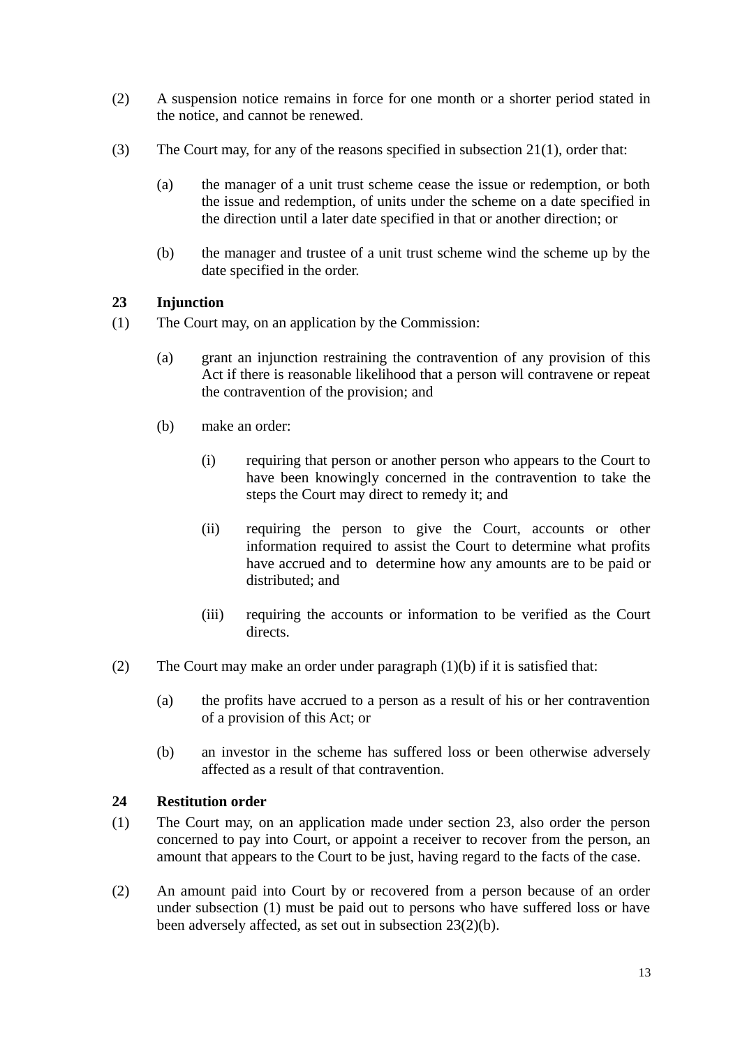(2) A suspension notice remains in force for one month or a shorter period stated in the notice, and cannot be renewed.

(3) The Court may, for any of the reasons specified in subsection 21(1), order that:

  (a) the manager of a unit trust scheme cease the issue or redemption, or both the issue and redemption, of units under the scheme on a date specified in the direction until a later date specified in that or another direction; or

  (b) the manager and trustee of a unit trust scheme wind the scheme up by the date specified in the order.

### 23 Injunction

(1) The Court may, on an application by the Commission:

  (a) grant an injunction restraining the contravention of any provision of this Act if there is reasonable likelihood that a person will contravene or repeat the contravention of the provision; and

  (b) make an order:

    (i) requiring that person or another person who appears to the Court to have been knowingly concerned in the contravention to take the steps the Court may direct to remedy it; and

    (ii) requiring the person to give the Court, accounts or other information required to assist the Court to determine what profits have accrued and to determine how any amounts are to be paid or distributed; and

    (iii) requiring the accounts or information to be verified as the Court directs.

(2) The Court may make an order under paragraph (1)(b) if it is satisfied that:

  (a) the profits have accrued to a person as a result of his or her contravention of a provision of this Act; or

  (b) an investor in the scheme has suffered loss or been otherwise adversely affected as a result of that contravention.

### 24 Restitution order

(1) The Court may, on an application made under section 23, also order the person concerned to pay into Court, or appoint a receiver to recover from the person, an amount that appears to the Court to be just, having regard to the facts of the case.

(2) An amount paid into Court by or recovered from a person because of an order under subsection (1) must be paid out to persons who have suffered loss or have been adversely affected, as set out in subsection 23(2)(b).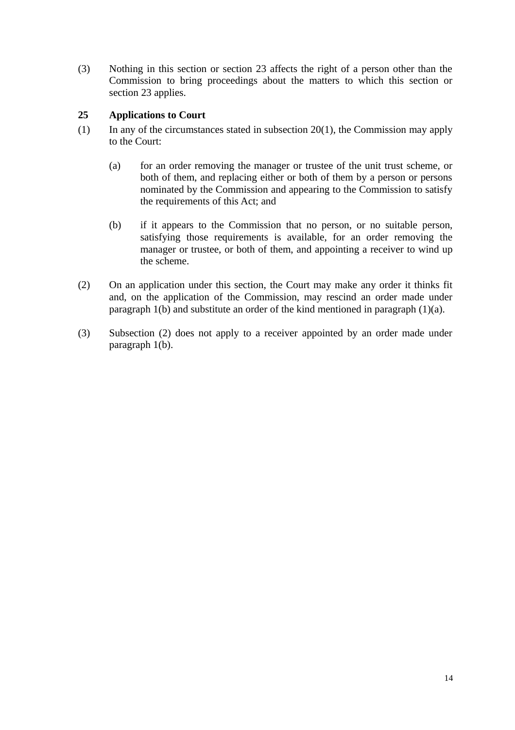(3) Nothing in this section or section 23 affects the right of a person other than the Commission to bring proceedings about the matters to which this section or section 23 applies.

### 25 Applications to Court

(1) In any of the circumstances stated in subsection 20(1), the Commission may apply to the Court:

  (a) for an order removing the manager or trustee of the unit trust scheme, or both of them, and replacing either or both of them by a person or persons nominated by the Commission and appearing to the Commission to satisfy the requirements of this Act; and

  (b) if it appears to the Commission that no person, or no suitable person, satisfying those requirements is available, for an order removing the manager or trustee, or both of them, and appointing a receiver to wind up the scheme.

(2) On an application under this section, the Court may make any order it thinks fit and, on the application of the Commission, may rescind an order made under paragraph 1(b) and substitute an order of the kind mentioned in paragraph (1)(a).

(3) Subsection (2) does not apply to a receiver appointed by an order made under paragraph 1(b).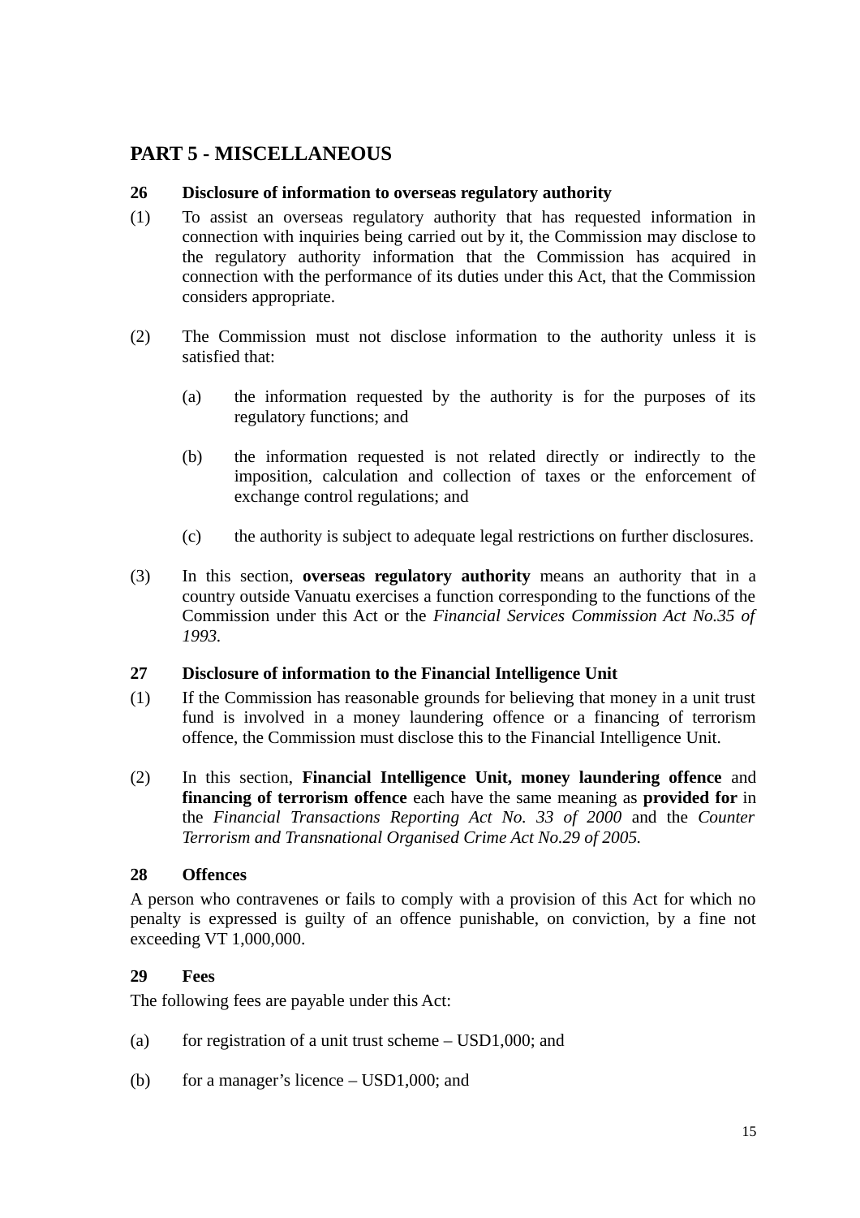## PART 5 - MISCELLANEOUS

### 26 Disclosure of information to overseas regulatory authority

(1) To assist an overseas regulatory authority that has requested information in connection with inquiries being carried out by it, the Commission may disclose to the regulatory authority information that the Commission has acquired in connection with the performance of its duties under this Act, that the Commission considers appropriate.

(2) The Commission must not disclose information to the authority unless it is satisfied that:

(a) the information requested by the authority is for the purposes of its regulatory functions; and

(b) the information requested is not related directly or indirectly to the imposition, calculation and collection of taxes or the enforcement of exchange control regulations; and

(c) the authority is subject to adequate legal restrictions on further disclosures.

(3) In this section, **overseas regulatory authority** means an authority that in a country outside Vanuatu exercises a function corresponding to the functions of the Commission under this Act or the *Financial Services Commission Act No.35 of 1993.*

### 27 Disclosure of information to the Financial Intelligence Unit

(1) If the Commission has reasonable grounds for believing that money in a unit trust fund is involved in a money laundering offence or a financing of terrorism offence, the Commission must disclose this to the Financial Intelligence Unit.

(2) In this section, **Financial Intelligence Unit, money laundering offence** and **financing of terrorism offence** each have the same meaning as **provided for** in the *Financial Transactions Reporting Act No. 33 of 2000* and the *Counter Terrorism and Transnational Organised Crime Act No.29 of 2005.*

### 28 Offences

A person who contravenes or fails to comply with a provision of this Act for which no penalty is expressed is guilty of an offence punishable, on conviction, by a fine not exceeding VT 1,000,000.

### 29 Fees

The following fees are payable under this Act:

(a) for registration of a unit trust scheme – USD1,000; and

(b) for a manager's licence – USD1,000; and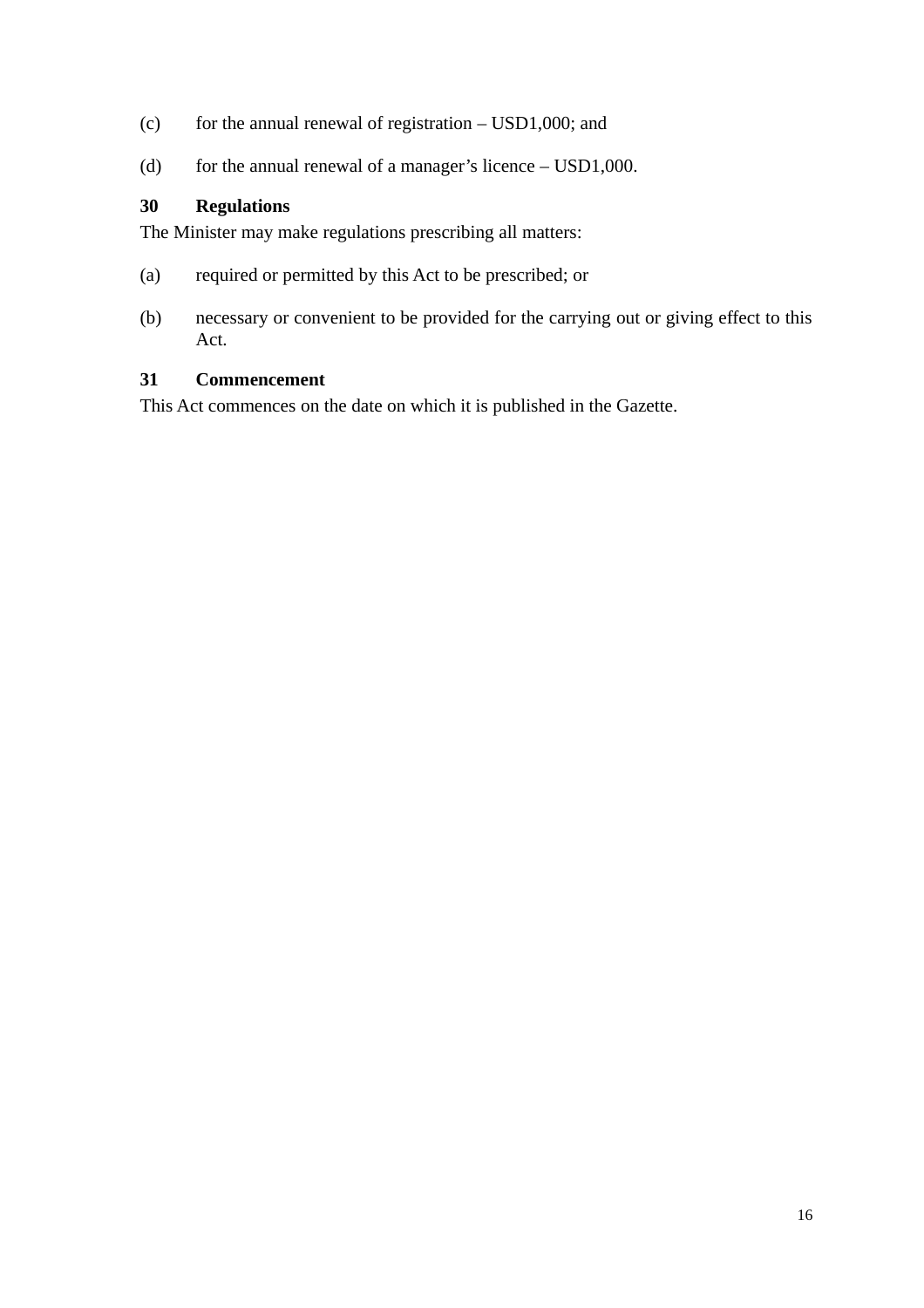(c) for the annual renewal of registration – USD1,000; and

(d) for the annual renewal of a manager’s licence – USD1,000.

### 30 Regulations

The Minister may make regulations prescribing all matters:

(a) required or permitted by this Act to be prescribed; or

(b) necessary or convenient to be provided for the carrying out or giving effect to this Act.

### 31 Commencement

This Act commences on the date on which it is published in the Gazette.